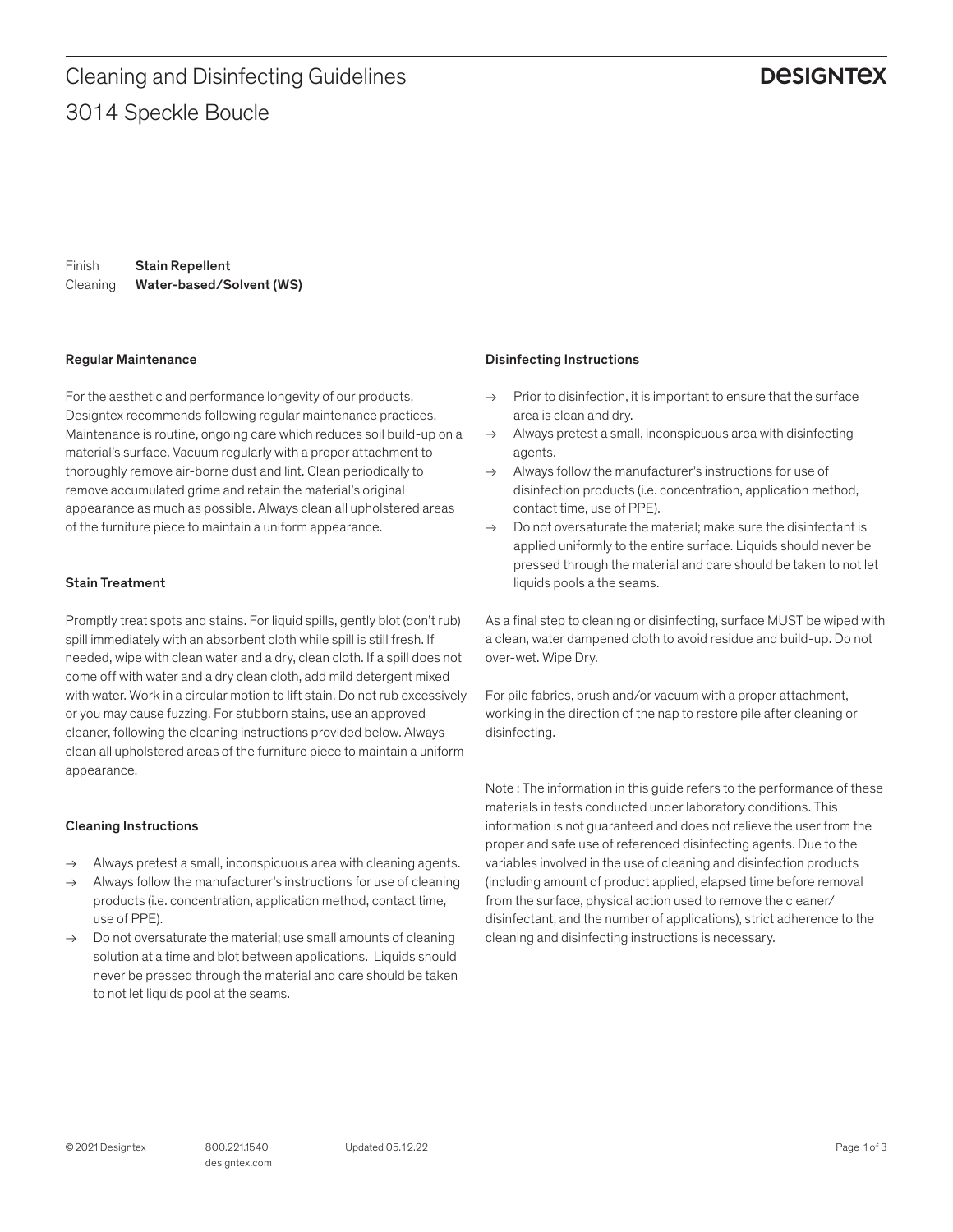# Cleaning and Disinfecting Guidelines

## 3014 Speckle Boucle

DESIGNTEX

Finish **Stain Repellent**
Cleaning **Water-based/Solvent (WS)**

### Regular Maintenance

For the aesthetic and performance longevity of our products, Designtex recommends following regular maintenance practices. Maintenance is routine, ongoing care which reduces soil build-up on a material's surface. Vacuum regularly with a proper attachment to thoroughly remove air-borne dust and lint. Clean periodically to remove accumulated grime and retain the material's original appearance as much as possible. Always clean all upholstered areas of the furniture piece to maintain a uniform appearance.

### Stain Treatment

Promptly treat spots and stains. For liquid spills, gently blot (don't rub) spill immediately with an absorbent cloth while spill is still fresh. If needed, wipe with clean water and a dry, clean cloth. If a spill does not come off with water and a dry clean cloth, add mild detergent mixed with water. Work in a circular motion to lift stain. Do not rub excessively or you may cause fuzzing. For stubborn stains, use an approved cleaner, following the cleaning instructions provided below. Always clean all upholstered areas of the furniture piece to maintain a uniform appearance.

### Cleaning Instructions

- → Always pretest a small, inconspicuous area with cleaning agents.
- → Always follow the manufacturer's instructions for use of cleaning products (i.e. concentration, application method, contact time, use of PPE).
- → Do not oversaturate the material; use small amounts of cleaning solution at a time and blot between applications. Liquids should never be pressed through the material and care should be taken to not let liquids pool at the seams.

### Disinfecting Instructions

- → Prior to disinfection, it is important to ensure that the surface area is clean and dry.
- → Always pretest a small, inconspicuous area with disinfecting agents.
- → Always follow the manufacturer's instructions for use of disinfection products (i.e. concentration, application method, contact time, use of PPE).
- → Do not oversaturate the material; make sure the disinfectant is applied uniformly to the entire surface. Liquids should never be pressed through the material and care should be taken to not let liquids pools a the seams.

As a final step to cleaning or disinfecting, surface MUST be wiped with a clean, water dampened cloth to avoid residue and build-up. Do not over-wet. Wipe Dry.

For pile fabrics, brush and/or vacuum with a proper attachment, working in the direction of the nap to restore pile after cleaning or disinfecting.

Note : The information in this guide refers to the performance of these materials in tests conducted under laboratory conditions. This information is not guaranteed and does not relieve the user from the proper and safe use of referenced disinfecting agents. Due to the variables involved in the use of cleaning and disinfection products (including amount of product applied, elapsed time before removal from the surface, physical action used to remove the cleaner/disinfectant, and the number of applications), strict adherence to the cleaning and disinfecting instructions is necessary.

© 2021 Designtex 800.221.1540 designtex.com Updated 05.12.22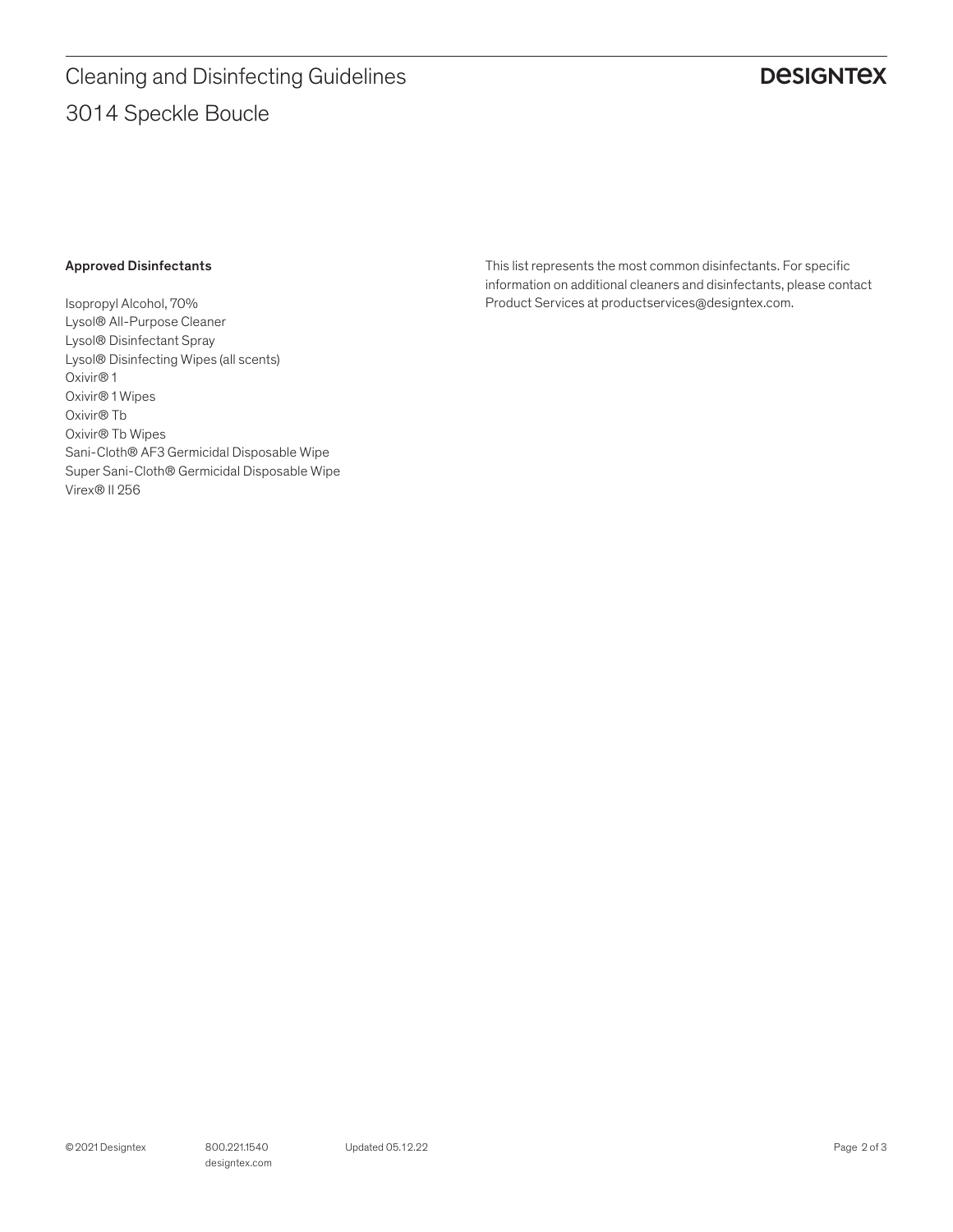# Cleaning and Disinfecting Guidelines

## 3014 Speckle Boucle

**Approved Disinfectants**

Isopropyl Alcohol, 70%
Lysol® All-Purpose Cleaner
Lysol® Disinfectant Spray
Lysol® Disinfecting Wipes (all scents)
Oxivir® 1
Oxivir® 1 Wipes
Oxivir® Tb
Oxivir® Tb Wipes
Sani-Cloth® AF3 Germicidal Disposable Wipe
Super Sani-Cloth® Germicidal Disposable Wipe
Virex® II 256

This list represents the most common disinfectants. For specific information on additional cleaners and disinfectants, please contact Product Services at productservices@designtex.com.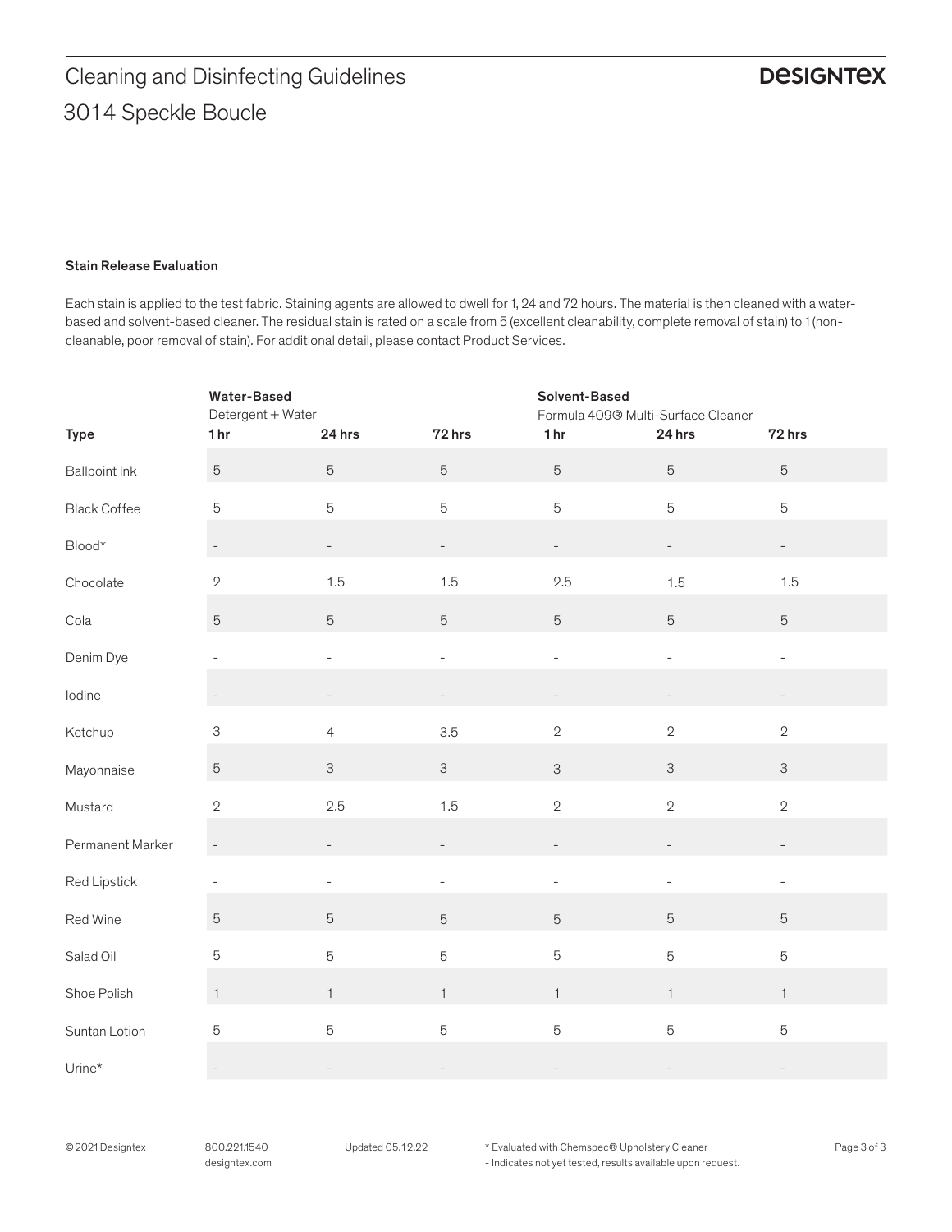# Cleaning and Disinfecting Guidelines

## 3014 Speckle Boucle

### Stain Release Evaluation

Each stain is applied to the test fabric. Staining agents are allowed to dwell for 1, 24 and 72 hours. The material is then cleaned with a water-based and solvent-based cleaner. The residual stain is rated on a scale from 5 (excellent cleanability, complete removal of stain) to 1 (non-cleanable, poor removal of stain). For additional detail, please contact Product Services.

| | Water-Based Detergent + Water | | | Solvent-Based Formula 409® Multi-Surface Cleaner | | |
|---|---|---|---|---|---|---|
| **Type** | **1 hr** | **24 hrs** | **72 hrs** | **1 hr** | **24 hrs** | **72 hrs** |
| Ballpoint Ink | 5 | 5 | 5 | 5 | 5 | 5 |
| Black Coffee | 5 | 5 | 5 | 5 | 5 | 5 |
| Blood* | - | - | - | - | - | - |
| Chocolate | 2 | 1.5 | 1.5 | 2.5 | 1.5 | 1.5 |
| Cola | 5 | 5 | 5 | 5 | 5 | 5 |
| Denim Dye | - | - | - | - | - | - |
| Iodine | - | - | - | - | - | - |
| Ketchup | 3 | 4 | 3.5 | 2 | 2 | 2 |
| Mayonnaise | 5 | 3 | 3 | 3 | 3 | 3 |
| Mustard | 2 | 2.5 | 1.5 | 2 | 2 | 2 |
| Permanent Marker | - | - | - | - | - | - |
| Red Lipstick | - | - | - | - | - | - |
| Red Wine | 5 | 5 | 5 | 5 | 5 | 5 |
| Salad Oil | 5 | 5 | 5 | 5 | 5 | 5 |
| Shoe Polish | 1 | 1 | 1 | 1 | 1 | 1 |
| Suntan Lotion | 5 | 5 | 5 | 5 | 5 | 5 |
| Urine* | - | - | - | - | - | - |

© 2021 Designtex  800.221.1540  designtex.com  Updated 05.12.22

* Evaluated with Chemspec® Upholstery Cleaner
- Indicates not yet tested, results available upon request.